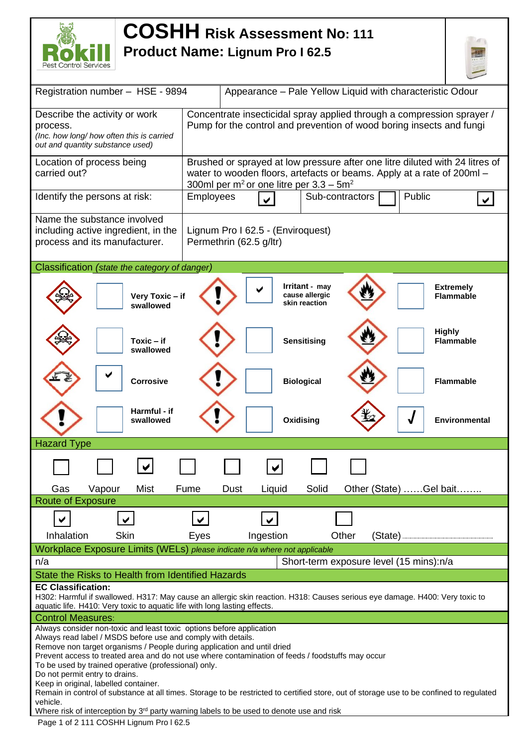# COSHH Risk Assessment No: 111

## Product Name: Lignum Pro I 62.5

| | |
|---|---|
| Registration number – HSE - 9894 | Appearance – Pale Yellow Liquid with characteristic Odour |
| Describe the activity or work process. *(Inc. how long/ how often this is carried out and quantity substance used)* | Concentrate insecticidal spray applied through a compression sprayer / Pump for the control and prevention of wood boring insects and fungi |
| Location of process being carried out? | Brushed or sprayed at low pressure after one litre diluted with 24 litres of water to wooden floors, artefacts or beams. Apply at a rate of 200ml – 300ml per $m^2$ or one litre per 3.3 – 5$m^2$ |
| Identify the persons at risk: | Employees ☑ Sub-contractors ☐ Public ☑ |
| Name the substance involved including active ingredient, in the process and its manufacturer. | Lignum Pro I 62.5 - (Enviroquest) Permethrin (62.5 g/ltr) |

## Classification *(state the category of danger)*

| | | | | | |
|---|---|---|---|---|---|
| ☐ | **Very Toxic – if swallowed** | ☑ | **Irritant - may cause allergic skin reaction** | ☐ | **Extremely Flammable** |
| ☐ | **Toxic – if swallowed** | ☐ | **Sensitising** | ☐ | **Highly Flammable** |
| ☑ | **Corrosive** | ☐ | **Biological** | ☐ | **Flammable** |
| ☐ | **Harmful - if swallowed** | ☐ | **Oxidising** | ☑ | **Environmental** |

## Hazard Type

| Gas | Vapour | Mist | Fume | Dust | Liquid | Solid | Other (State) ……Gel bait…….. |
|---|---|---|---|---|---|---|---|
| ☐ | ☐ | ☑ | ☐ | ☐ | ☑ | ☐ | ☐ |

## Route of Exposure

| Inhalation | Skin | Eyes | Ingestion | Other | (State) |
|---|---|---|---|---|---|
| ☑ | ☑ | ☑ | ☑ | ☐ | |

## Workplace Exposure Limits (WELs) *please indicate n/a where not applicable*

| | |
|---|---|
| n/a | Short-term exposure level (15 mins):n/a |

## State the Risks to Health from Identified Hazards

**EC Classification:**
H302: Harmful if swallowed. H317: May cause an allergic skin reaction. H318: Causes serious eye damage. H400: Very toxic to aquatic life. H410: Very toxic to aquatic life with long lasting effects.

## Control Measures:

Always consider non-toxic and least toxic options before application
Always read label / MSDS before use and comply with details.
Remove non target organisms / People during application and until dried
Prevent access to treated area and do not use where contamination of feeds / foodstuffs may occur
To be used by trained operative (professional) only.
Do not permit entry to drains.
Keep in original, labelled container.
Remain in control of substance at all times. Storage to be restricted to certified store, out of storage use to be confined to regulated vehicle.
Where risk of interception by 3rd party warning labels to be used to denote use and risk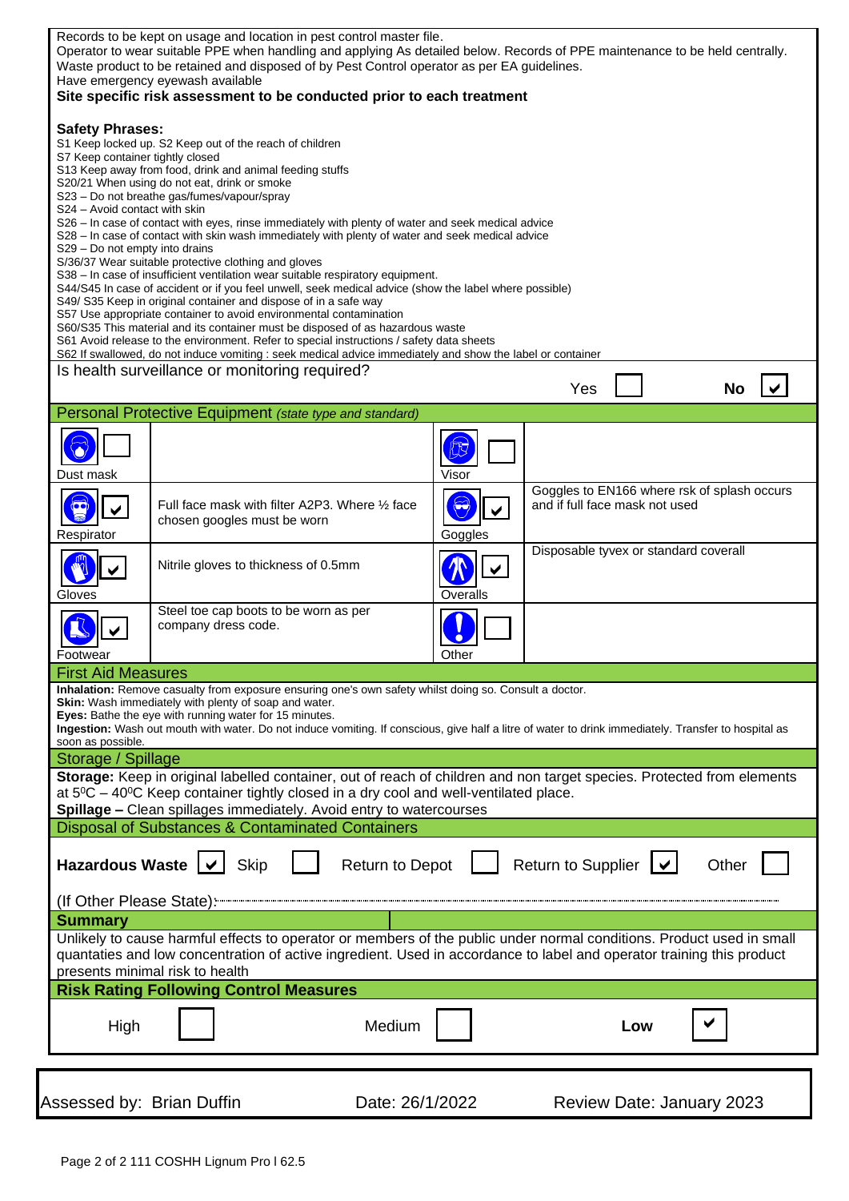Records to be kept on usage and location in pest control master file.
Operator to wear suitable PPE when handling and applying As detailed below. Records of PPE maintenance to be held centrally.
Waste product to be retained and disposed of by Pest Control operator as per EA guidelines.
Have emergency eyewash available

**Site specific risk assessment to be conducted prior to each treatment**

**Safety Phrases:**

S1 Keep locked up. S2 Keep out of the reach of children
S7 Keep container tightly closed
S13 Keep away from food, drink and animal feeding stuffs
S20/21 When using do not eat, drink or smoke
S23 – Do not breathe gas/fumes/vapour/spray
S24 – Avoid contact with skin
S26 – In case of contact with eyes, rinse immediately with plenty of water and seek medical advice
S28 – In case of contact with skin wash immediately with plenty of water and seek medical advice
S29 – Do not empty into drains
S/36/37 Wear suitable protective clothing and gloves
S38 – In case of insufficient ventilation wear suitable respiratory equipment.
S44/S45 In case of accident or if you feel unwell, seek medical advice (show the label where possible)
S49/ S35 Keep in original container and dispose of in a safe way
S57 Use appropriate container to avoid environmental contamination
S60/S35 This material and its container must be disposed of as hazardous waste
S61 Avoid release to the environment. Refer to special instructions / safety data sheets
S62 If swallowed, do not induce vomiting : seek medical advice immediately and show the label or container

Is health surveillance or monitoring required? Yes ☐ **No** ☑

## Personal Protective Equipment *(state type and standard)*

| | | | |
|---|---|---|---|
| Dust mask ☐ | | Visor ☐ | |
| Respirator ☑ | Full face mask with filter A2P3. Where ½ face chosen goggles must be worn | Goggles ☑ | Goggles to EN166 where rsk of splash occurs and if full face mask not used |
| Gloves ☑ | Nitrile gloves to thickness of 0.5mm | Overalls ☑ | Disposable tyvex or standard coverall |
| Footwear ☑ | Steel toe cap boots to be worn as per company dress code. | Other ☐ | |

## First Aid Measures

**Inhalation:** Remove casualty from exposure ensuring one's own safety whilst doing so. Consult a doctor.
**Skin:** Wash immediately with plenty of soap and water.
**Eyes:** Bathe the eye with running water for 15 minutes.
**Ingestion:** Wash out mouth with water. Do not induce vomiting. If conscious, give half a litre of water to drink immediately. Transfer to hospital as soon as possible.

## Storage / Spillage

**Storage:** Keep in original labelled container, out of reach of children and non target species. Protected from elements at $5^0C$ – $40^0C$ Keep container tightly closed in a dry cool and well-ventilated place.
**Spillage –** Clean spillages immediately. Avoid entry to watercourses

## Disposal of Substances & Contaminated Containers

**Hazardous Waste** ☑ Skip ☐ Return to Depot ☐ Return to Supplier ☑ Other ☐

(If Other Please State):

## Summary

Unlikely to cause harmful effects to operator or members of the public under normal conditions. Product used in small quantaties and low concentration of active ingredient. Used in accordance to label and operator training this product presents minimal risk to health

## Risk Rating Following Control Measures

High ☐ Medium ☐ **Low** ☑

Assessed by: Brian Duffin Date: 26/1/2022 Review Date: January 2023

111 COSHH Lignum Pro l 62.5